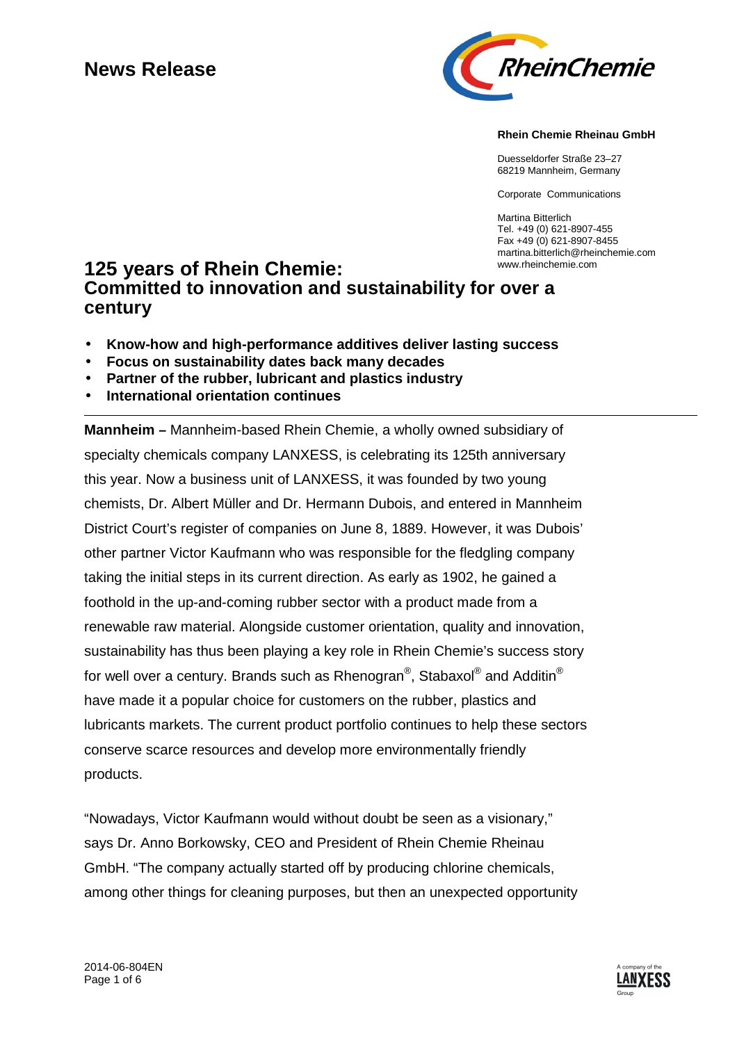**News Release**

**Rhein Chemie Rheinau GmbH**

Duesseldorfer Straße 23–27
68219 Mannheim, Germany

Corporate Communications

Martina Bitterlich
Tel. +49 (0) 621-8907-455
Fax +49 (0) 621-8907-8455
martina.bitterlich@rheinchemie.com
www.rheinchemie.com

# 125 years of Rhein Chemie: Committed to innovation and sustainability for over a century

- **Know-how and high-performance additives deliver lasting success**
- **Focus on sustainability dates back many decades**
- **Partner of the rubber, lubricant and plastics industry**
- **International orientation continues**

---

**Mannheim –** Mannheim-based Rhein Chemie, a wholly owned subsidiary of specialty chemicals company LANXESS, is celebrating its 125th anniversary this year. Now a business unit of LANXESS, it was founded by two young chemists, Dr. Albert Müller and Dr. Hermann Dubois, and entered in Mannheim District Court's register of companies on June 8, 1889. However, it was Dubois' other partner Victor Kaufmann who was responsible for the fledgling company taking the initial steps in its current direction. As early as 1902, he gained a foothold in the up-and-coming rubber sector with a product made from a renewable raw material. Alongside customer orientation, quality and innovation, sustainability has thus been playing a key role in Rhein Chemie's success story for well over a century. Brands such as Rhenogran®, Stabaxol® and Additin® have made it a popular choice for customers on the rubber, plastics and lubricants markets. The current product portfolio continues to help these sectors conserve scarce resources and develop more environmentally friendly products.

"Nowadays, Victor Kaufmann would without doubt be seen as a visionary," says Dr. Anno Borkowsky, CEO and President of Rhein Chemie Rheinau GmbH. "The company actually started off by producing chlorine chemicals, among other things for cleaning purposes, but then an unexpected opportunity

2014-06-804EN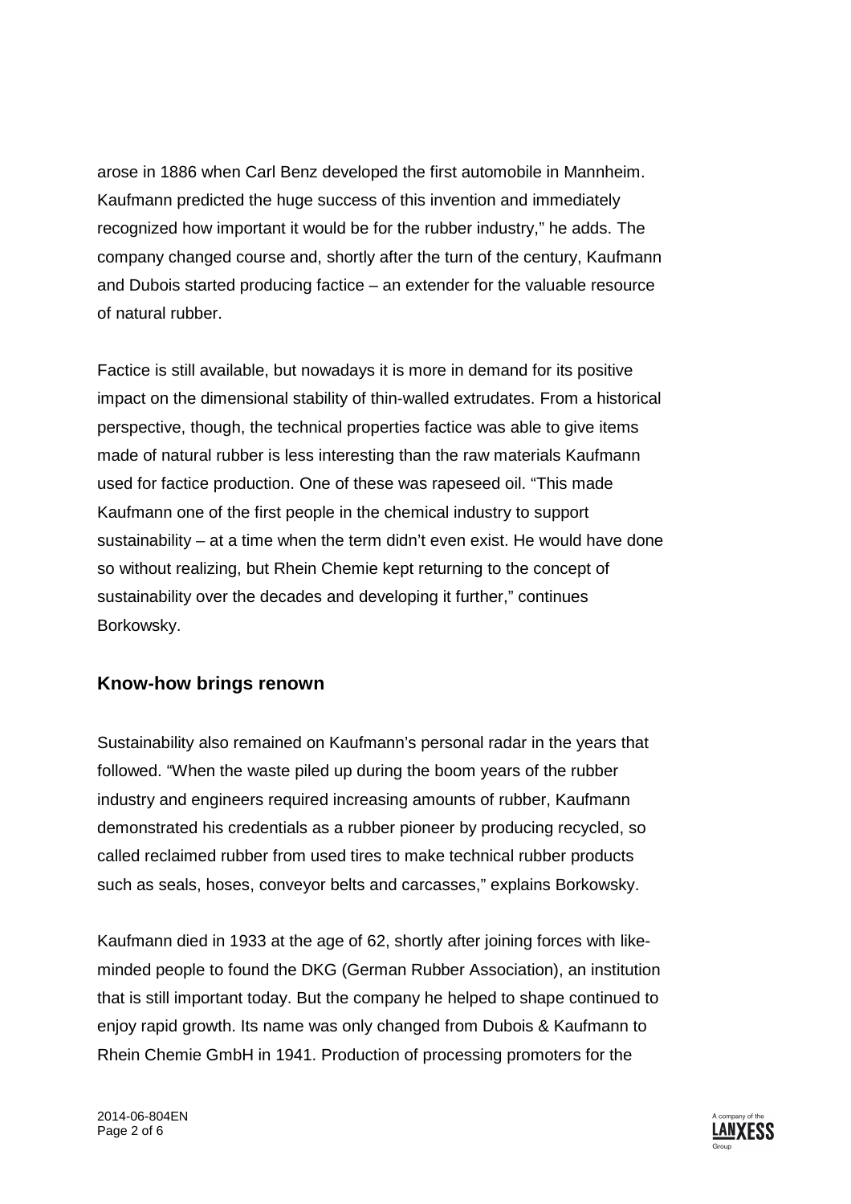arose in 1886 when Carl Benz developed the first automobile in Mannheim. Kaufmann predicted the huge success of this invention and immediately recognized how important it would be for the rubber industry," he adds. The company changed course and, shortly after the turn of the century, Kaufmann and Dubois started producing factice – an extender for the valuable resource of natural rubber.

Factice is still available, but nowadays it is more in demand for its positive impact on the dimensional stability of thin-walled extrudates. From a historical perspective, though, the technical properties factice was able to give items made of natural rubber is less interesting than the raw materials Kaufmann used for factice production. One of these was rapeseed oil. "This made Kaufmann one of the first people in the chemical industry to support sustainability – at a time when the term didn't even exist. He would have done so without realizing, but Rhein Chemie kept returning to the concept of sustainability over the decades and developing it further," continues Borkowsky.

## Know-how brings renown

Sustainability also remained on Kaufmann's personal radar in the years that followed. "When the waste piled up during the boom years of the rubber industry and engineers required increasing amounts of rubber, Kaufmann demonstrated his credentials as a rubber pioneer by producing recycled, so called reclaimed rubber from used tires to make technical rubber products such as seals, hoses, conveyor belts and carcasses," explains Borkowsky.

Kaufmann died in 1933 at the age of 62, shortly after joining forces with like-minded people to found the DKG (German Rubber Association), an institution that is still important today. But the company he helped to shape continued to enjoy rapid growth. Its name was only changed from Dubois & Kaufmann to Rhein Chemie GmbH in 1941. Production of processing promoters for the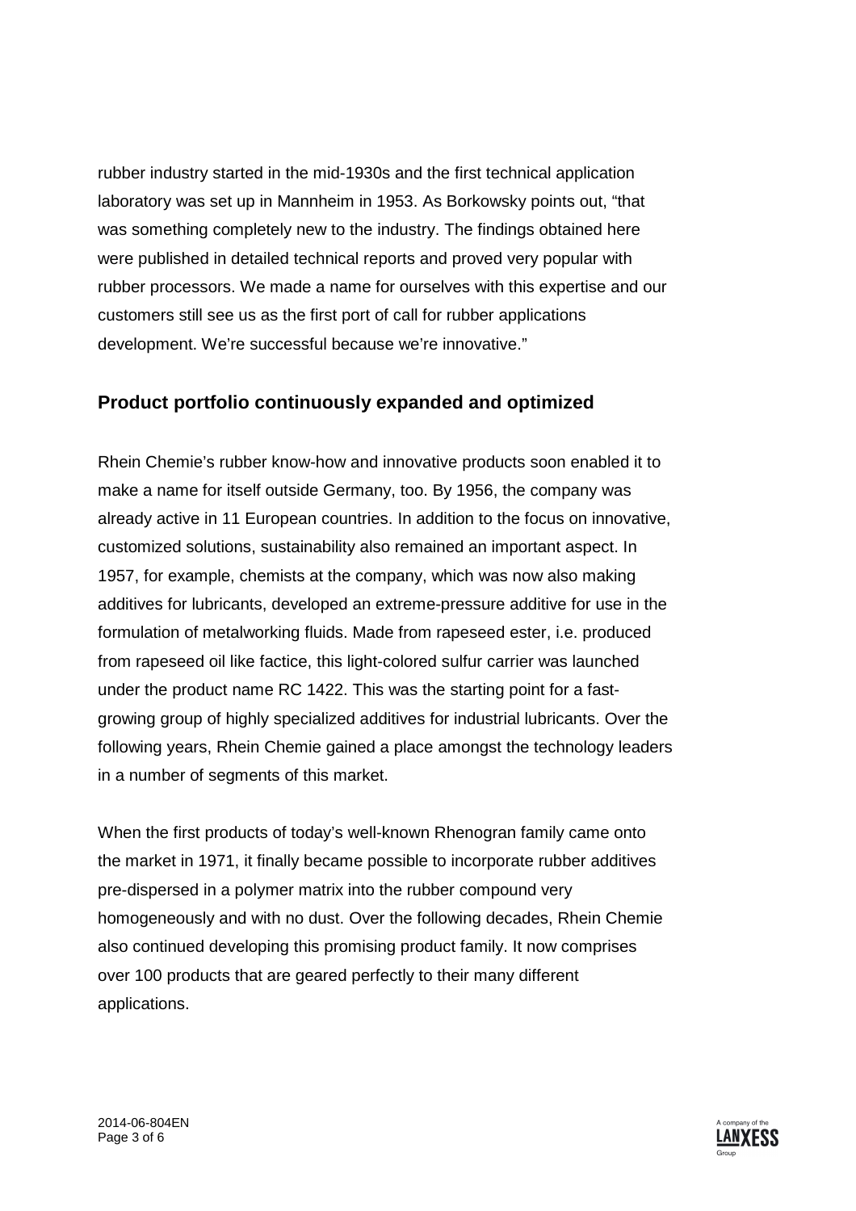rubber industry started in the mid-1930s and the first technical application laboratory was set up in Mannheim in 1953. As Borkowsky points out, “that was something completely new to the industry. The findings obtained here were published in detailed technical reports and proved very popular with rubber processors. We made a name for ourselves with this expertise and our customers still see us as the first port of call for rubber applications development. We’re successful because we’re innovative.”

## Product portfolio continuously expanded and optimized

Rhein Chemie’s rubber know-how and innovative products soon enabled it to make a name for itself outside Germany, too. By 1956, the company was already active in 11 European countries. In addition to the focus on innovative, customized solutions, sustainability also remained an important aspect. In 1957, for example, chemists at the company, which was now also making additives for lubricants, developed an extreme-pressure additive for use in the formulation of metalworking fluids. Made from rapeseed ester, i.e. produced from rapeseed oil like factice, this light-colored sulfur carrier was launched under the product name RC 1422. This was the starting point for a fast-growing group of highly specialized additives for industrial lubricants. Over the following years, Rhein Chemie gained a place amongst the technology leaders in a number of segments of this market.

When the first products of today’s well-known Rhenogran family came onto the market in 1971, it finally became possible to incorporate rubber additives pre-dispersed in a polymer matrix into the rubber compound very homogeneously and with no dust. Over the following decades, Rhein Chemie also continued developing this promising product family. It now comprises over 100 products that are geared perfectly to their many different applications.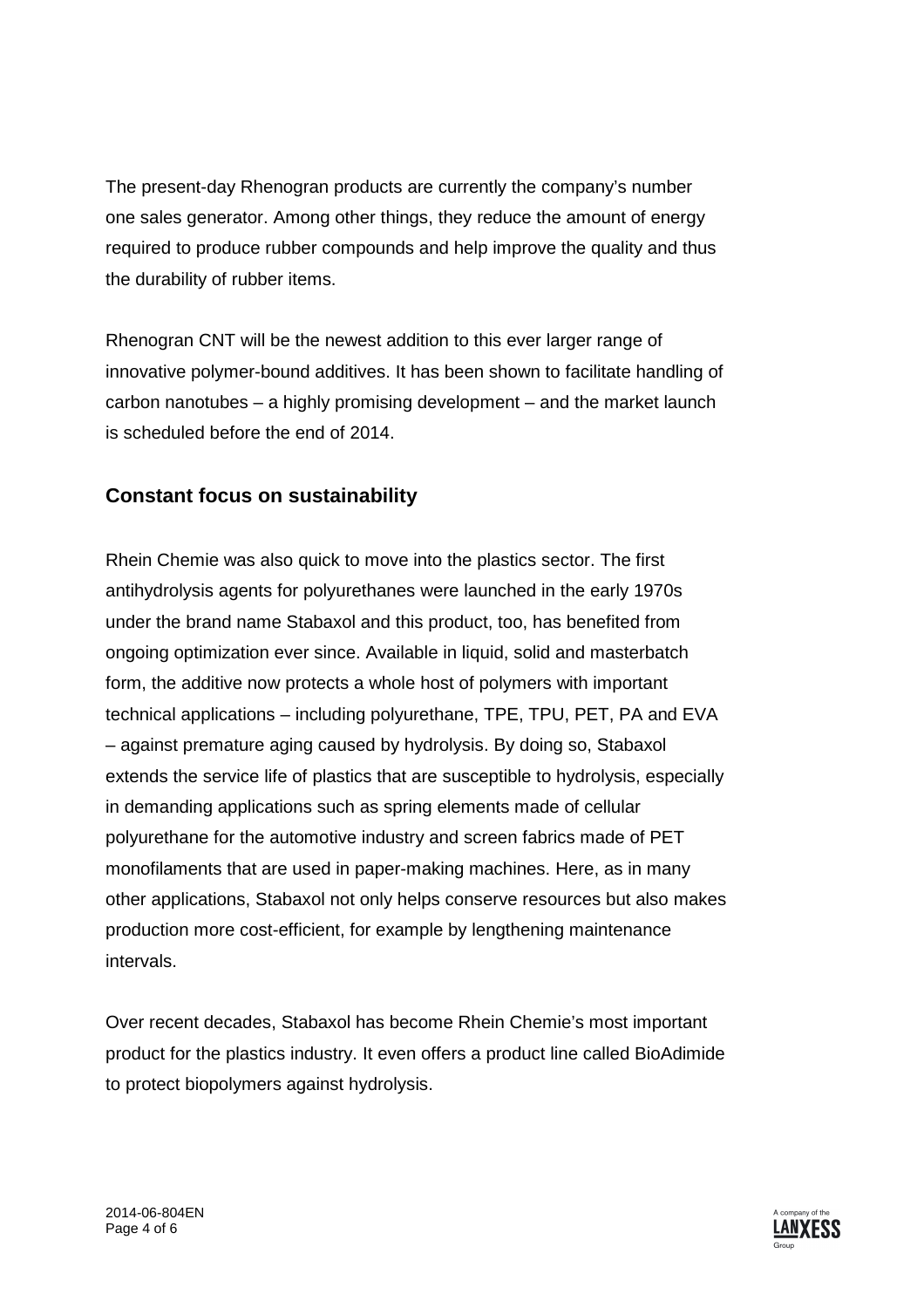The present-day Rhenogran products are currently the company's number one sales generator. Among other things, they reduce the amount of energy required to produce rubber compounds and help improve the quality and thus the durability of rubber items.

Rhenogran CNT will be the newest addition to this ever larger range of innovative polymer-bound additives. It has been shown to facilitate handling of carbon nanotubes – a highly promising development – and the market launch is scheduled before the end of 2014.

## Constant focus on sustainability

Rhein Chemie was also quick to move into the plastics sector. The first antihydrolysis agents for polyurethanes were launched in the early 1970s under the brand name Stabaxol and this product, too, has benefited from ongoing optimization ever since. Available in liquid, solid and masterbatch form, the additive now protects a whole host of polymers with important technical applications – including polyurethane, TPE, TPU, PET, PA and EVA – against premature aging caused by hydrolysis. By doing so, Stabaxol extends the service life of plastics that are susceptible to hydrolysis, especially in demanding applications such as spring elements made of cellular polyurethane for the automotive industry and screen fabrics made of PET monofilaments that are used in paper-making machines. Here, as in many other applications, Stabaxol not only helps conserve resources but also makes production more cost-efficient, for example by lengthening maintenance intervals.

Over recent decades, Stabaxol has become Rhein Chemie's most important product for the plastics industry. It even offers a product line called BioAdimide to protect biopolymers against hydrolysis.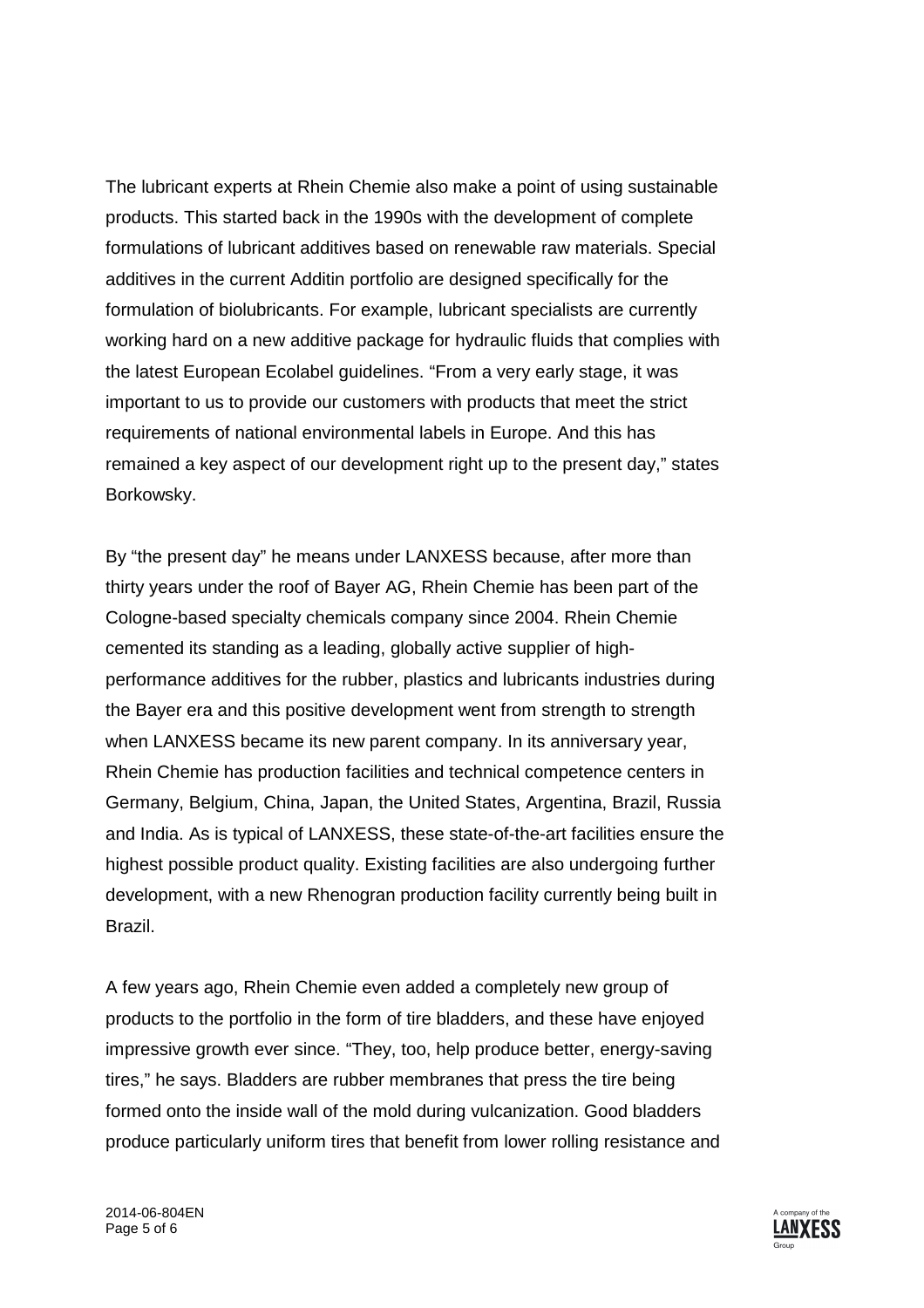The lubricant experts at Rhein Chemie also make a point of using sustainable products. This started back in the 1990s with the development of complete formulations of lubricant additives based on renewable raw materials. Special additives in the current Additin portfolio are designed specifically for the formulation of biolubricants. For example, lubricant specialists are currently working hard on a new additive package for hydraulic fluids that complies with the latest European Ecolabel guidelines. “From a very early stage, it was important to us to provide our customers with products that meet the strict requirements of national environmental labels in Europe. And this has remained a key aspect of our development right up to the present day,” states Borkowsky.

By “the present day” he means under LANXESS because, after more than thirty years under the roof of Bayer AG, Rhein Chemie has been part of the Cologne-based specialty chemicals company since 2004. Rhein Chemie cemented its standing as a leading, globally active supplier of high-performance additives for the rubber, plastics and lubricants industries during the Bayer era and this positive development went from strength to strength when LANXESS became its new parent company. In its anniversary year, Rhein Chemie has production facilities and technical competence centers in Germany, Belgium, China, Japan, the United States, Argentina, Brazil, Russia and India. As is typical of LANXESS, these state-of-the-art facilities ensure the highest possible product quality. Existing facilities are also undergoing further development, with a new Rhenogran production facility currently being built in Brazil.

A few years ago, Rhein Chemie even added a completely new group of products to the portfolio in the form of tire bladders, and these have enjoyed impressive growth ever since. “They, too, help produce better, energy-saving tires,” he says. Bladders are rubber membranes that press the tire being formed onto the inside wall of the mold during vulcanization. Good bladders produce particularly uniform tires that benefit from lower rolling resistance and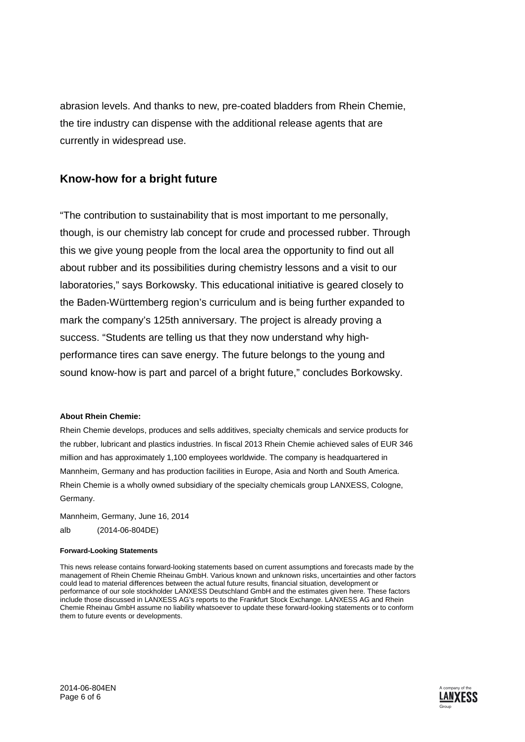abrasion levels. And thanks to new, pre-coated bladders from Rhein Chemie, the tire industry can dispense with the additional release agents that are currently in widespread use.

## Know-how for a bright future

"The contribution to sustainability that is most important to me personally, though, is our chemistry lab concept for crude and processed rubber. Through this we give young people from the local area the opportunity to find out all about rubber and its possibilities during chemistry lessons and a visit to our laboratories," says Borkowsky. This educational initiative is geared closely to the Baden-Württemberg region's curriculum and is being further expanded to mark the company's 125th anniversary. The project is already proving a success. "Students are telling us that they now understand why high-performance tires can save energy. The future belongs to the young and sound know-how is part and parcel of a bright future," concludes Borkowsky.

**About Rhein Chemie:**

Rhein Chemie develops, produces and sells additives, specialty chemicals and service products for the rubber, lubricant and plastics industries. In fiscal 2013 Rhein Chemie achieved sales of EUR 346 million and has approximately 1,100 employees worldwide. The company is headquartered in Mannheim, Germany and has production facilities in Europe, Asia and North and South America. Rhein Chemie is a wholly owned subsidiary of the specialty chemicals group LANXESS, Cologne, Germany.

Mannheim, Germany, June 16, 2014

alb (2014-06-804DE)

**Forward-Looking Statements**

This news release contains forward-looking statements based on current assumptions and forecasts made by the management of Rhein Chemie Rheinau GmbH. Various known and unknown risks, uncertainties and other factors could lead to material differences between the actual future results, financial situation, development or performance of our sole stockholder LANXESS Deutschland GmbH and the estimates given here. These factors include those discussed in LANXESS AG's reports to the Frankfurt Stock Exchange. LANXESS AG and Rhein Chemie Rheinau GmbH assume no liability whatsoever to update these forward-looking statements or to conform them to future events or developments.